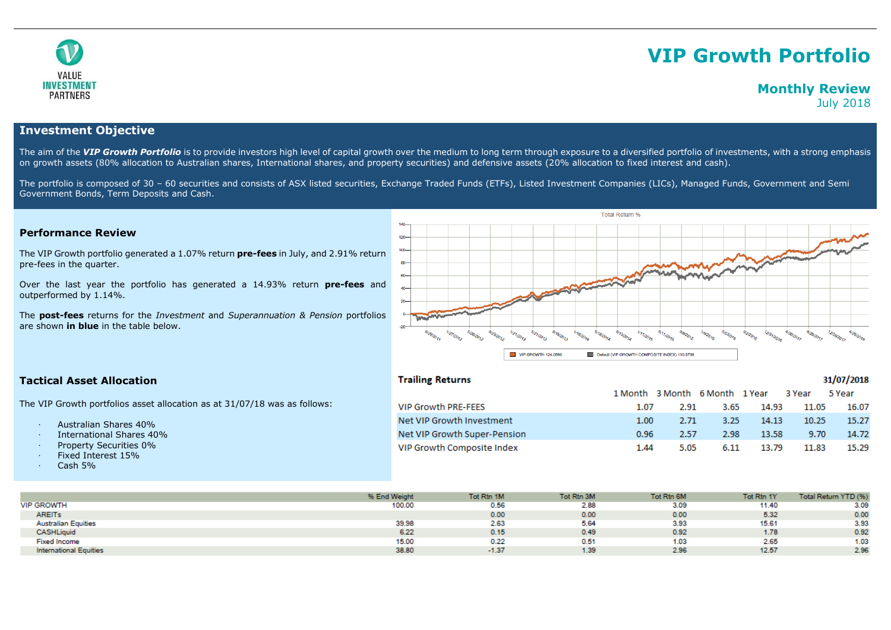# VIP Growth Portfolio

## Monthly Review

July 2018

VALUE INVESTMENT PARTNERS

## Investment Objective

The aim of the ***VIP Growth Portfolio*** is to provide investors high level of capital growth over the medium to long term through exposure to a diversified portfolio of investments, with a strong emphasis on growth assets (80% allocation to Australian shares, International shares, and property securities) and defensive assets (20% allocation to fixed interest and cash).

The portfolio is composed of 30 – 60 securities and consists of ASX listed securities, Exchange Traded Funds (ETFs), Listed Investment Companies (LICs), Managed Funds, Government and Semi Government Bonds, Term Deposits and Cash.

### Performance Review

The VIP Growth portfolio generated a 1.07% return **pre-fees** in July, and 2.91% return pre-fees in the quarter.

Over the last year the portfolio has generated a 14.93% return **pre-fees** and outperformed by 1.14%.

The **post-fees** returns for the *Investment* and *Superannuation & Pension* portfolios are shown **in blue** in the table below.

Total Return %

VIP GROWTH 124.0580 | Default (VIP GROWTH COMPOSITE INDEX) 110.5709

### Tactical Asset Allocation

The VIP Growth portfolios asset allocation as at 31/07/18 was as follows:

- Australian Shares 40%
- International Shares 40%
- Property Securities 0%
- Fixed Interest 15%
- Cash 5%

**Trailing Returns** — **31/07/2018**

| | 1 Month | 3 Month | 6 Month | 1 Year | 3 Year | 5 Year |
|---|---|---|---|---|---|---|
| VIP Growth PRE-FEES | 1.07 | 2.91 | 3.65 | 14.93 | 11.05 | 16.07 |
| Net VIP Growth Investment | 1.00 | 2.71 | 3.25 | 14.13 | 10.25 | 15.27 |
| Net VIP Growth Super-Pension | 0.96 | 2.57 | 2.98 | 13.58 | 9.70 | 14.72 |
| VIP Growth Composite Index | 1.44 | 5.05 | 6.11 | 13.79 | 11.83 | 15.29 |

| | % End Weight | Tot Rtn 1M | Tot Rtn 3M | Tot Rtn 6M | Tot Rtn 1Y | Total Return YTD (%) |
|---|---|---|---|---|---|---|
| VIP GROWTH | 100.00 | 0.56 | 2.88 | 3.09 | 11.40 | 3.09 |
| AREITs | | 0.00 | 0.00 | 0.00 | 5.32 | 0.00 |
| Australian Equities | 39.98 | 2.63 | 5.64 | 3.93 | 15.61 | 3.93 |
| CASHLiquid | 6.22 | 0.15 | 0.49 | 0.92 | 1.78 | 0.92 |
| Fixed Income | 15.00 | 0.22 | 0.51 | 1.03 | 2.65 | 1.03 |
| International Equities | 38.80 | -1.37 | 1.39 | 2.96 | 12.57 | 2.96 |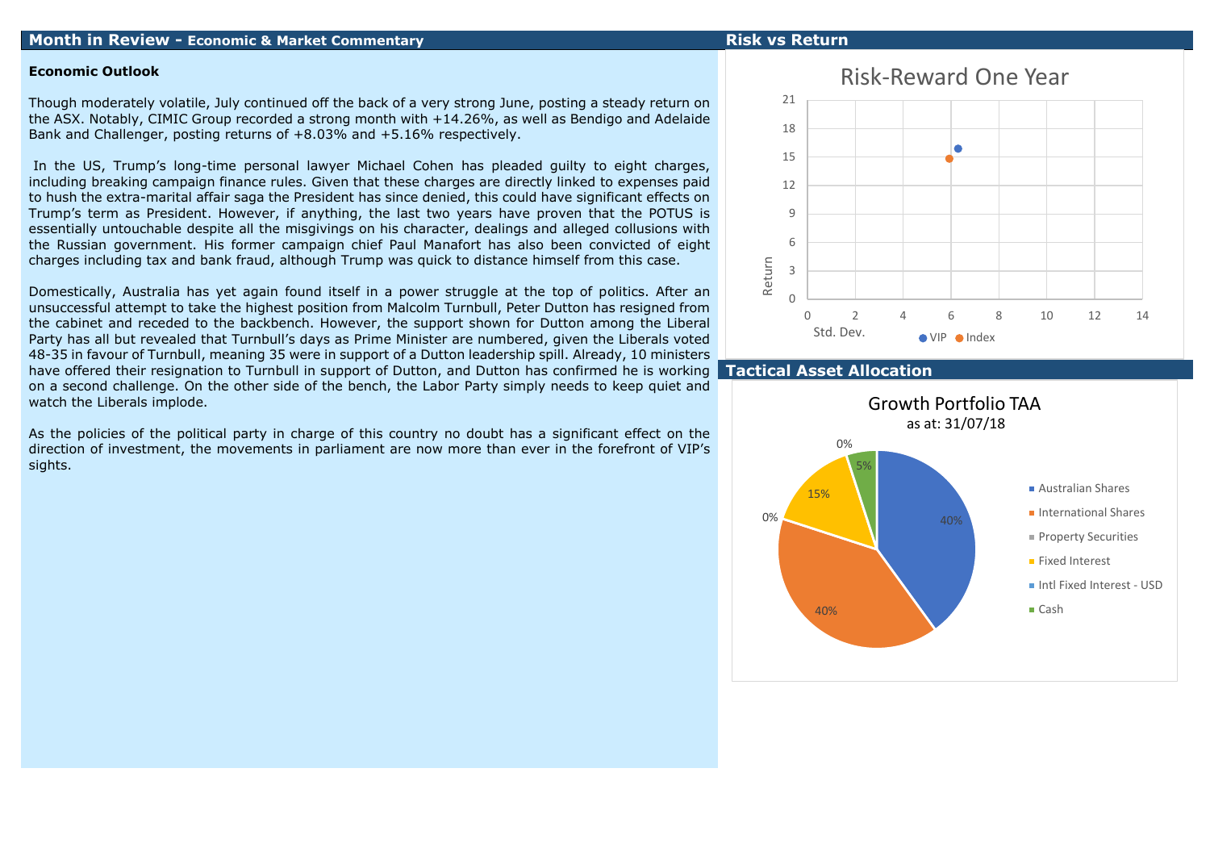## Month in Review - Economic & Market Commentary

**Economic Outlook**

Though moderately volatile, July continued off the back of a very strong June, posting a steady return on the ASX. Notably, CIMIC Group recorded a strong month with +14.26%, as well as Bendigo and Adelaide Bank and Challenger, posting returns of +8.03% and +5.16% respectively.

In the US, Trump's long-time personal lawyer Michael Cohen has pleaded guilty to eight charges, including breaking campaign finance rules. Given that these charges are directly linked to expenses paid to hush the extra-marital affair saga the President has since denied, this could have significant effects on Trump's term as President. However, if anything, the last two years have proven that the POTUS is essentially untouchable despite all the misgivings on his character, dealings and alleged collusions with the Russian government. His former campaign chief Paul Manafort has also been convicted of eight charges including tax and bank fraud, although Trump was quick to distance himself from this case.

Domestically, Australia has yet again found itself in a power struggle at the top of politics. After an unsuccessful attempt to take the highest position from Malcolm Turnbull, Peter Dutton has resigned from the cabinet and receded to the backbench. However, the support shown for Dutton among the Liberal Party has all but revealed that Turnbull's days as Prime Minister are numbered, given the Liberals voted 48-35 in favour of Turnbull, meaning 35 were in support of a Dutton leadership spill. Already, 10 ministers have offered their resignation to Turnbull in support of Dutton, and Dutton has confirmed he is working on a second challenge. On the other side of the bench, the Labor Party simply needs to keep quiet and watch the Liberals implode.

As the policies of the political party in charge of this country no doubt has a significant effect on the direction of investment, the movements in parliament are now more than ever in the forefront of VIP's sights.

## Risk vs Return

Risk-Reward One Year

## Tactical Asset Allocation

Growth Portfolio TAA
as at: 31/07/18

| Asset Class | Allocation |
|---|---|
| Australian Shares | 40% |
| International Shares | 40% |
| Property Securities | 0% |
| Fixed Interest | 15% |
| Intl Fixed Interest - USD | 0% |
| Cash | 5% |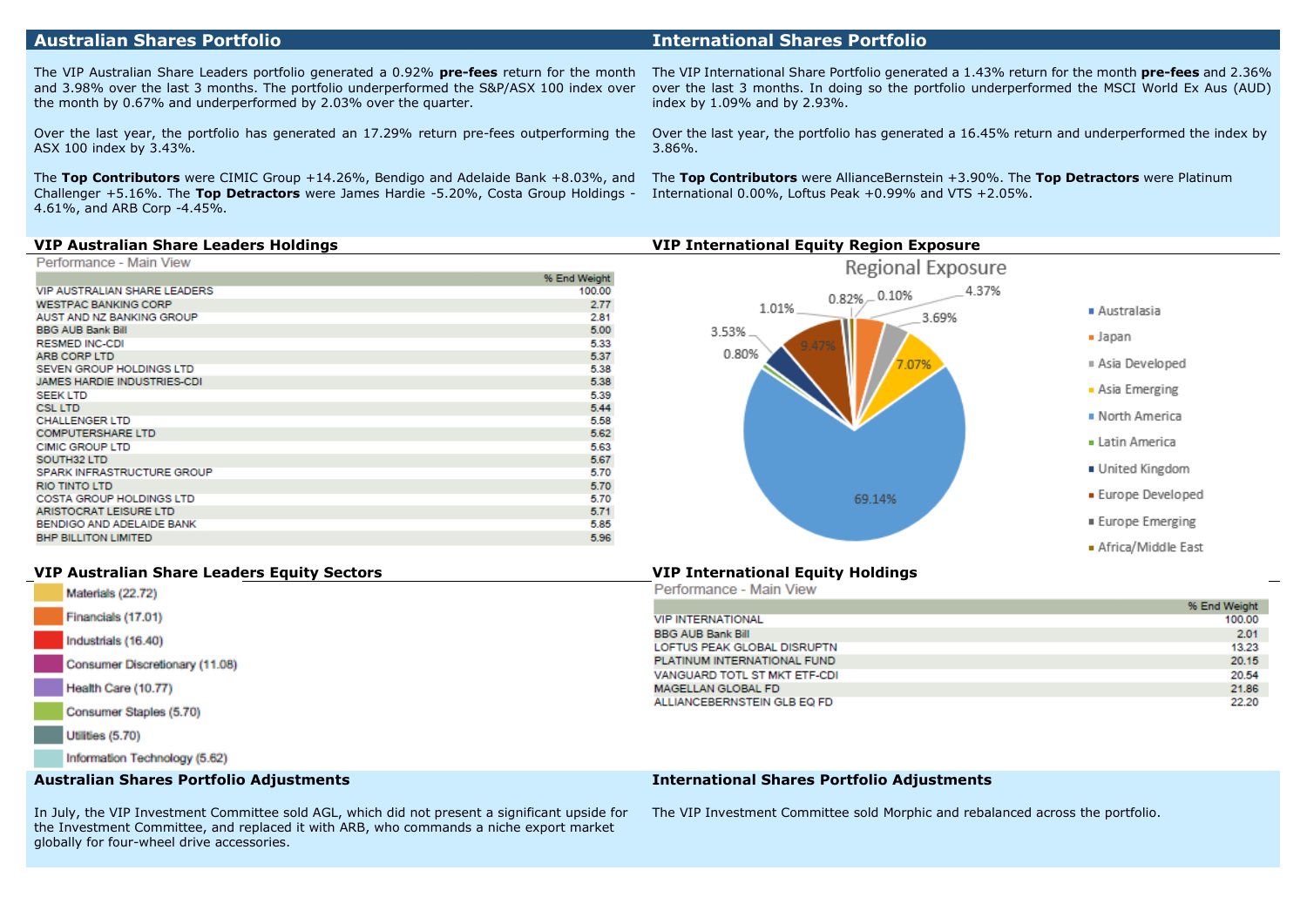## Australian Shares Portfolio

The VIP Australian Share Leaders portfolio generated a 0.92% **pre-fees** return for the month and 3.98% over the last 3 months. The portfolio underperformed the S&P/ASX 100 index over the month by 0.67% and underperformed by 2.03% over the quarter.

Over the last year, the portfolio has generated an 17.29% return pre-fees outperforming the ASX 100 index by 3.43%.

The **Top Contributors** were CIMIC Group +14.26%, Bendigo and Adelaide Bank +8.03%, and Challenger +5.16%. The **Top Detractors** were James Hardie -5.20%, Costa Group Holdings -4.61%, and ARB Corp -4.45%.

### VIP Australian Share Leaders Holdings

Performance - Main View

| | % End Weight |
|---|---|
| VIP AUSTRALIAN SHARE LEADERS | 100.00 |
| WESTPAC BANKING CORP | 2.77 |
| AUST AND NZ BANKING GROUP | 2.81 |
| BBG AUB Bank Bill | 5.00 |
| RESMED INC-CDI | 5.33 |
| ARB CORP LTD | 5.37 |
| SEVEN GROUP HOLDINGS LTD | 5.38 |
| JAMES HARDIE INDUSTRIES-CDI | 5.38 |
| SEEK LTD | 5.39 |
| CSL LTD | 5.44 |
| CHALLENGER LTD | 5.58 |
| COMPUTERSHARE LTD | 5.62 |
| CIMIC GROUP LTD | 5.63 |
| SOUTH32 LTD | 5.67 |
| SPARK INFRASTRUCTURE GROUP | 5.70 |
| RIO TINTO LTD | 5.70 |
| COSTA GROUP HOLDINGS LTD | 5.70 |
| ARISTOCRAT LEISURE LTD | 5.71 |
| BENDIGO AND ADELAIDE BANK | 5.85 |
| BHP BILLITON LIMITED | 5.96 |

### VIP Australian Share Leaders Equity Sectors

- Materials (22.72)
- Financials (17.01)
- Industrials (16.40)
- Consumer Discretionary (11.08)
- Health Care (10.77)
- Consumer Staples (5.70)
- Utilities (5.70)
- Information Technology (5.62)

### Australian Shares Portfolio Adjustments

In July, the VIP Investment Committee sold AGL, which did not present a significant upside for the Investment Committee, and replaced it with ARB, who commands a niche export market globally for four-wheel drive accessories.

## International Shares Portfolio

The VIP International Share Portfolio generated a 1.43% return for the month **pre-fees** and 2.36% over the last 3 months. In doing so the portfolio underperformed the MSCI World Ex Aus (AUD) index by 1.09% and by 2.93%.

Over the last year, the portfolio has generated a 16.45% return and underperformed the index by 3.86%.

The **Top Contributors** were AllianceBernstein +3.90%. The **Top Detractors** were Platinum International 0.00%, Loftus Peak +0.99% and VTS +2.05%.

### VIP International Equity Region Exposure

Regional Exposure

| Region | Exposure |
|---|---|
| Australasia | 0.10% |
| Japan | 4.37% |
| Asia Developed | 3.69% |
| Asia Emerging | 7.07% |
| North America | 69.14% |
| Latin America | 0.80% |
| United Kingdom | 3.53% |
| Europe Developed | 9.47% |
| Europe Emerging | 1.01% |
| Africa/Middle East | 0.82% |

### VIP International Equity Holdings

Performance - Main View

| | % End Weight |
|---|---|
| VIP INTERNATIONAL | 100.00 |
| BBG AUB Bank Bill | 2.01 |
| LOFTUS PEAK GLOBAL DISRUPTN | 13.23 |
| PLATINUM INTERNATIONAL FUND | 20.15 |
| VANGUARD TOTL ST MKT ETF-CDI | 20.54 |
| MAGELLAN GLOBAL FD | 21.86 |
| ALLIANCEBERNSTEIN GLB EQ FD | 22.20 |

### International Shares Portfolio Adjustments

The VIP Investment Committee sold Morphic and rebalanced across the portfolio.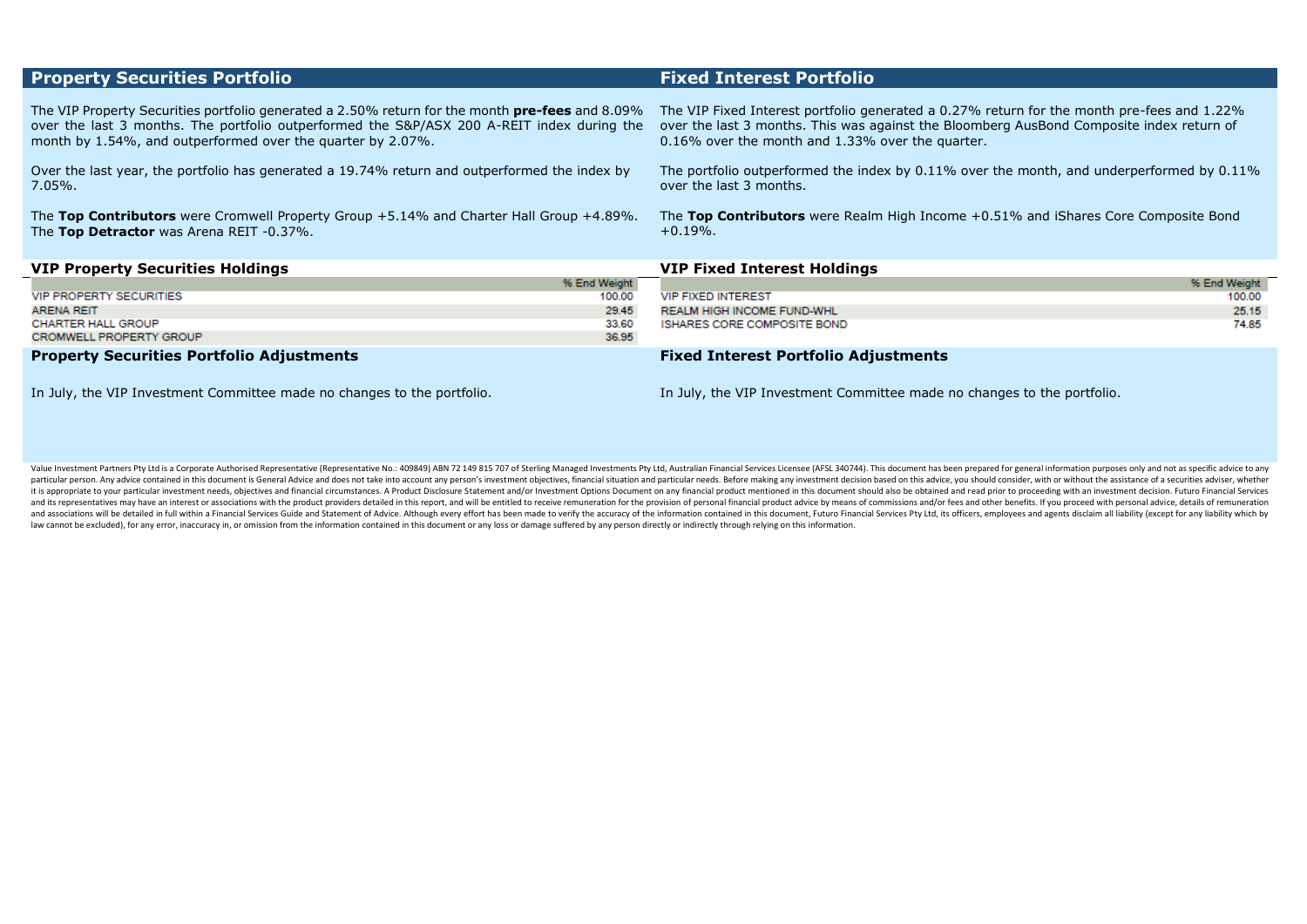## Property Securities Portfolio

The VIP Property Securities portfolio generated a 2.50% return for the month **pre-fees** and 8.09% over the last 3 months. The portfolio outperformed the S&P/ASX 200 A-REIT index during the month by 1.54%, and outperformed over the quarter by 2.07%.

Over the last year, the portfolio has generated a 19.74% return and outperformed the index by 7.05%.

The **Top Contributors** were Cromwell Property Group +5.14% and Charter Hall Group +4.89%. The **Top Detractor** was Arena REIT -0.37%.

### VIP Property Securities Holdings

| | % End Weight |
|---|---|
| VIP PROPERTY SECURITIES | 100.00 |
| ARENA REIT | 29.45 |
| CHARTER HALL GROUP | 33.60 |
| CROMWELL PROPERTY GROUP | 36.95 |

### Property Securities Portfolio Adjustments

In July, the VIP Investment Committee made no changes to the portfolio.

## Fixed Interest Portfolio

The VIP Fixed Interest portfolio generated a 0.27% return for the month pre-fees and 1.22% over the last 3 months. This was against the Bloomberg AusBond Composite index return of 0.16% over the month and 1.33% over the quarter.

The portfolio outperformed the index by 0.11% over the month, and underperformed by 0.11% over the last 3 months.

The **Top Contributors** were Realm High Income +0.51% and iShares Core Composite Bond +0.19%.

### VIP Fixed Interest Holdings

| | % End Weight |
|---|---|
| VIP FIXED INTEREST | 100.00 |
| REALM HIGH INCOME FUND-WHL | 25.15 |
| ISHARES CORE COMPOSITE BOND | 74.85 |

### Fixed Interest Portfolio Adjustments

In July, the VIP Investment Committee made no changes to the portfolio.

Value Investment Partners Pty Ltd is a Corporate Authorised Representative (Representative No.: 409849) ABN 72 149 815 707 of Sterling Managed Investments Pty Ltd, Australian Financial Services Licensee (AFSL 340744). This document has been prepared for general information purposes only and not as specific advice to any particular person. Any advice contained in this document is General Advice and does not take into account any person's investment objectives, financial situation and particular needs. Before making any investment decision based on this advice, you should consider, with or without the assistance of a securities adviser, whether it is appropriate to your particular investment needs, objectives and financial circumstances. A Product Disclosure Statement and/or Investment Options Document on any financial product mentioned in this document should also be obtained and read prior to proceeding with an investment decision. Futuro Financial Services and its representatives may have an interest or associations with the product providers detailed in this report, and will be entitled to receive remuneration for the provision of personal financial product advice by means of commissions and/or fees and other benefits. If you proceed with personal advice, details of remuneration and associations will be detailed in full within a Financial Services Guide and Statement of Advice. Although every effort has been made to verify the accuracy of the information contained in this document, Futuro Financial Services Pty Ltd, its officers, employees and agents disclaim all liability (except for any liability which by law cannot be excluded), for any error, inaccuracy in, or omission from the information contained in this document or any loss or damage suffered by any person directly or indirectly through relying on this information.